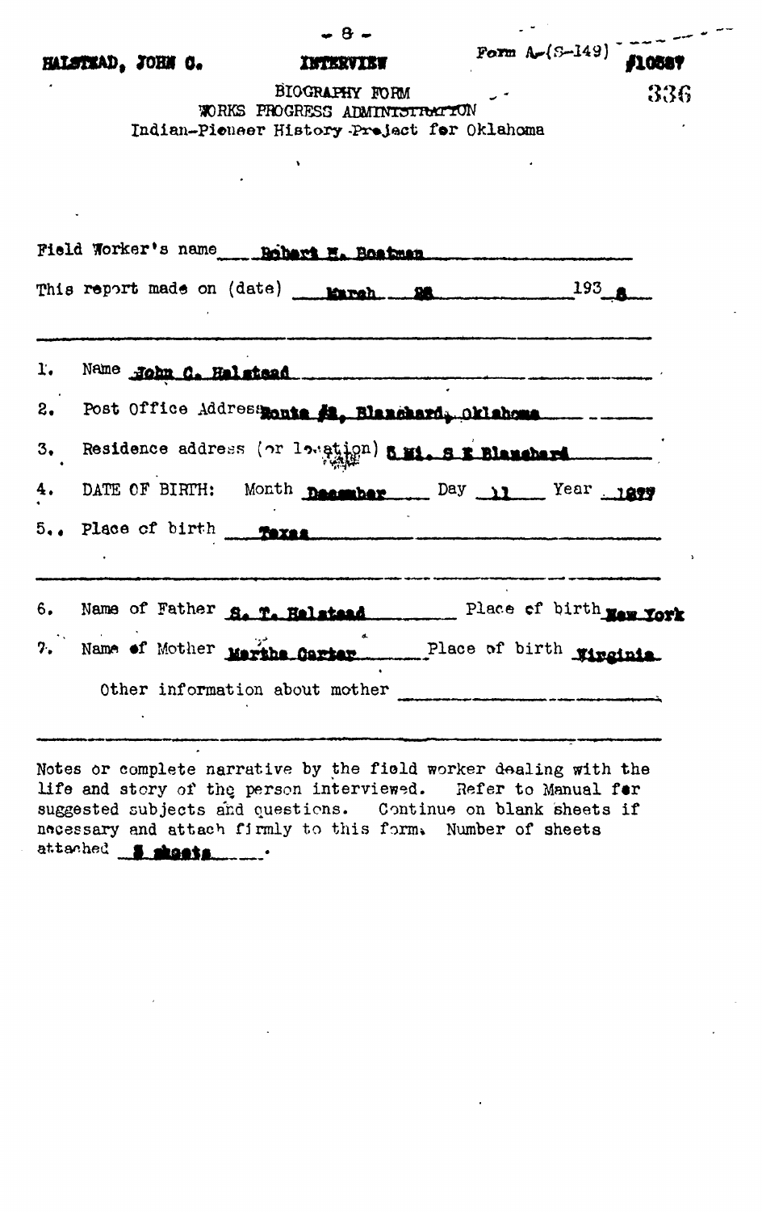HALSTEAD, JOHN C. INTERVIEW #10587

Form A-(S-149)

BIOGRAPHY FORM
WORKS PROGRESS ADMINISTRATION
Indian-Pioneer History Project for Oklahoma

Field Worker's name Robert H. Boatman

This report made on (date) March 28 193 8

1. Name John C. Halstead
2. Post Office Address Route #2, Blanchard, Oklahoma
3. Residence address (or location) 5 Mi. S E Blanchard
4. DATE OF BIRTH: Month December Day 11 Year 1877
5. Place of birth Texas

6. Name of Father S. T. Halstead Place of birth New York
7. Name of Mother Martha Carter Place of birth Virginia

Other information about mother

Notes or complete narrative by the field worker dealing with the life and story of the person interviewed. Refer to Manual for suggested subjects and questions. Continue on blank sheets if necessary and attach firmly to this form. Number of sheets attached 5 sheets.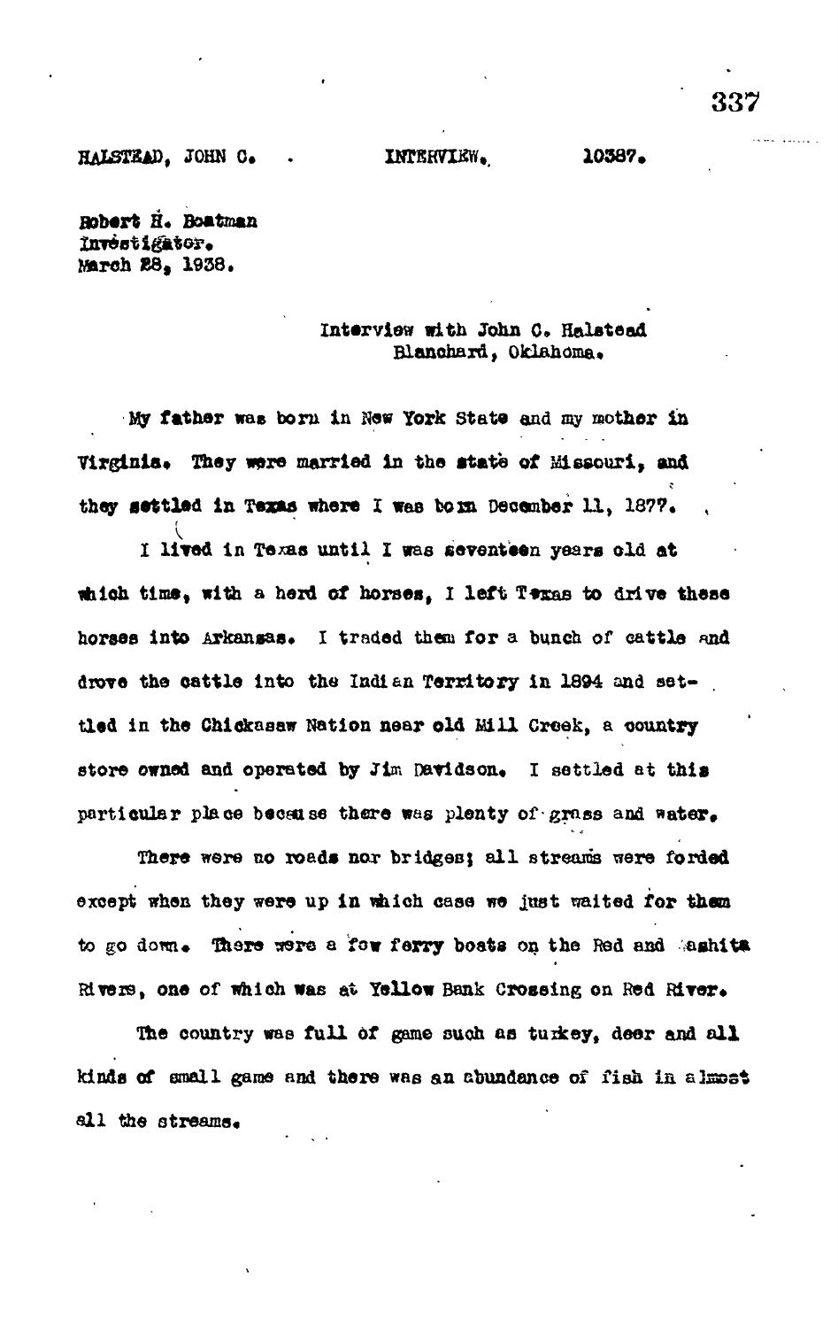HALSTEAD, JOHN C. INTERVIEW. 10387.

Robert H. Boatman
Investigator.
March 28, 1938.

Interview with John C. Halstead
Blanchard, Oklahoma.

My father was born in New York State and my mother in Virginia. They were married in the state of Missouri, and they settled in Texas where I was born December 11, 1877.

I lived in Texas until I was seventeen years old at which time, with a herd of horses, I left Texas to drive these horses into Arkansas. I traded them for a bunch of cattle and drove the cattle into the Indian Territory in 1894 and settled in the Chickasaw Nation near old Mill Creek, a country store owned and operated by Jim Davidson. I settled at this particular place because there was plenty of grass and water.

There were no roads nor bridges; all streams were forded except when they were up in which case we just waited for them to go down. There were a few ferry boats on the Red and Washita Rivers, one of which was at Yellow Bank Crossing on Red River.

The country was full of game such as turkey, deer and all kinds of small game and there was an abundance of fish in almost all the streams.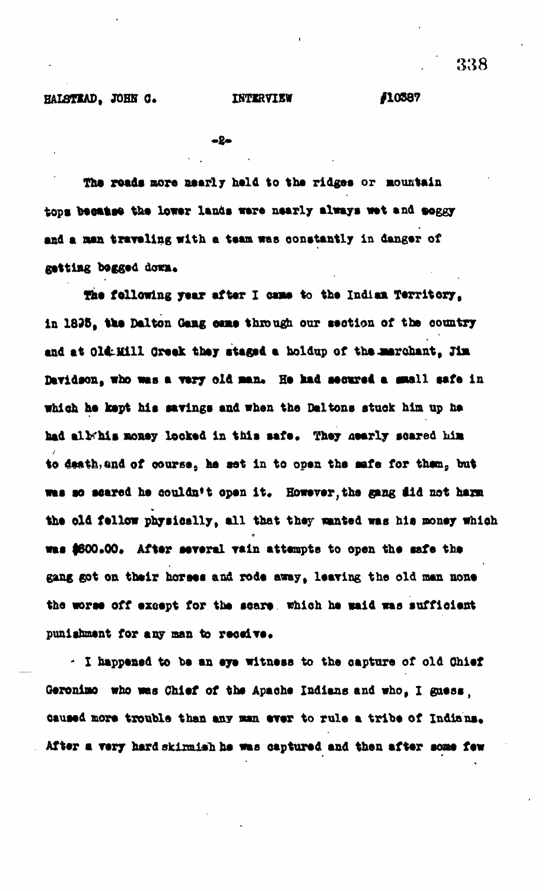The roads more nearly held to the ridges or mountain tops because the lower lands were nearly always wet and soggy and a man traveling with a team was constantly in danger of getting bogged down.

The following year after I came to the Indian Territory, in 1895, the Dalton Gang came through our section of the country and at Old Mill Creek they staged a holdup of the merchant, Jim Davidson, who was a very old man. He had secured a small safe in which he kept his savings and when the Daltons stuck him up he had all his money locked in this safe. They nearly scared him to death, and of course, he set in to open the safe for them, but was so scared he couldn't open it. However, the gang did not harm the old fellow physically, all that they wanted was his money which was $600.00. After several vain attempts to open the safe the gang got on their horses and rode away, leaving the old man none the worse off except for the scare which he said was sufficient punishment for any man to receive.

I happened to be an eye witness to the capture of old Chief Geronimo who was Chief of the Apache Indians and who, I guess, caused more trouble than any man ever to rule a tribe of Indians. After a very hard skirmish he was captured and then after some few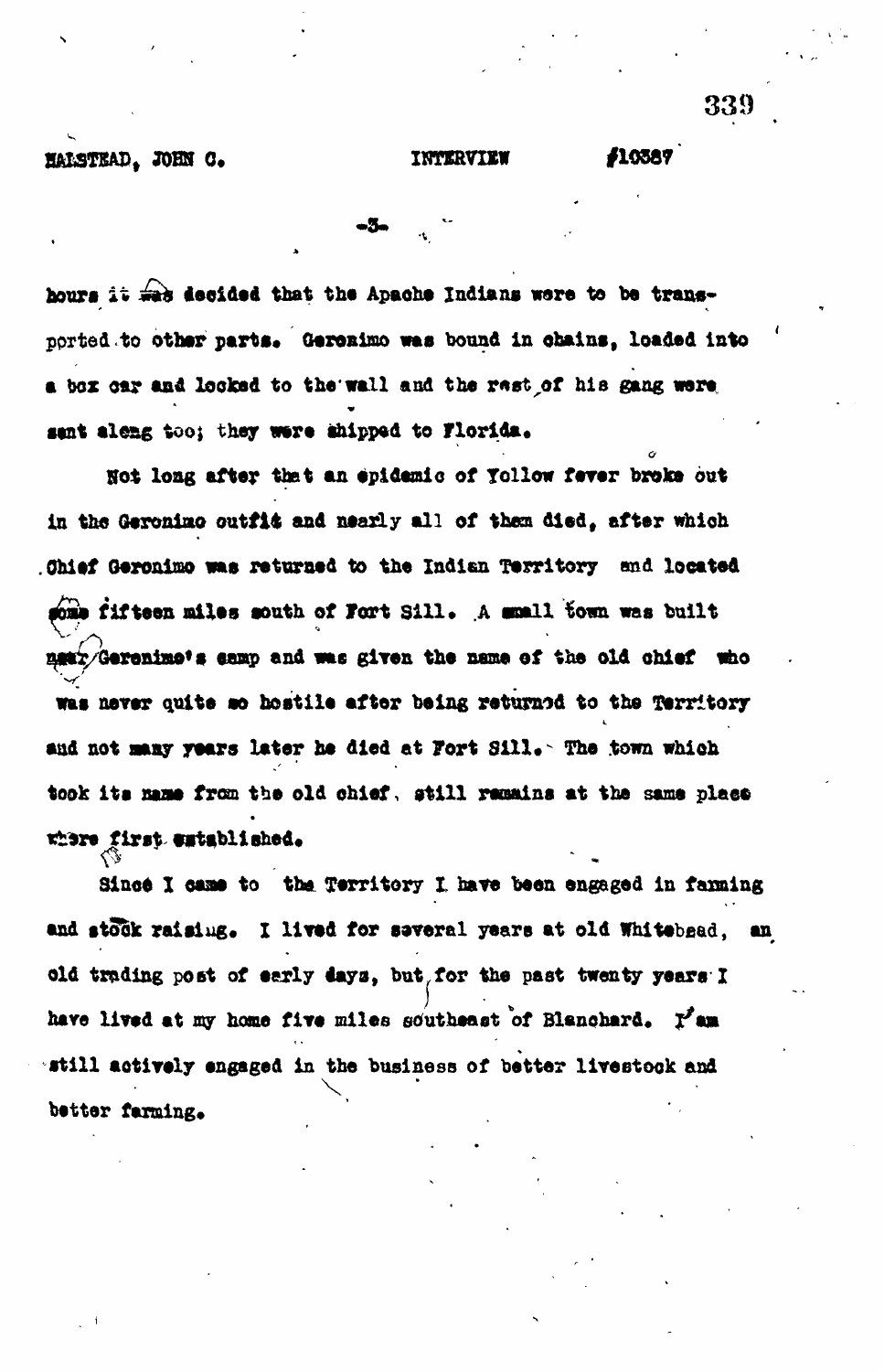hours it was decided that the Apache Indians were to be transported to other parts. Geronimo was bound in chains, loaded into a box car and locked to the wall and the rest of his gang were sent along too; they were shipped to Florida.

Not long after that an epidemic of Yellow fever broke out in the Geronimo outfit and nearly all of them died, after which Chief Geronimo was returned to the Indian Territory and located some fifteen miles south of Fort Sill. A small town was built near Geronimo's camp and was given the name of the old chief who was never quite so hostile after being returned to the Territory and not many years later he died at Fort Sill. The town which took its name from the old chief, still remains at the same place where first established.

Since I came to the Territory I have been engaged in farming and stock raising. I lived for several years at old Whitebead, an old trading post of early days, but for the past twenty years I have lived at my home five miles southeast of Blanchard. I am still actively engaged in the business of better livestock and better farming.